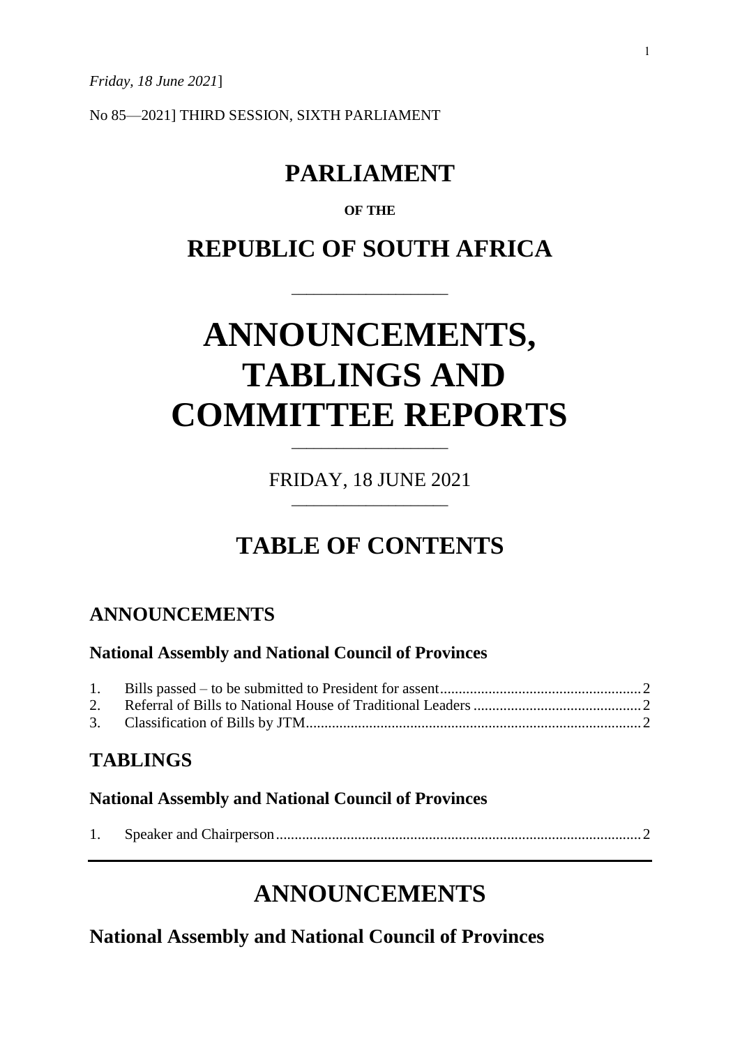*Friday, 18 June 2021*]

No 85—2021] THIRD SESSION, SIXTH PARLIAMENT

# PARLIAMENT

**OF THE**

# REPUBLIC OF SOUTH AFRICA

# ANNOUNCEMENTS, TABLINGS AND COMMITTEE REPORTS

FRIDAY, 18 JUNE 2021

# TABLE OF CONTENTS

## ANNOUNCEMENTS

### National Assembly and National Council of Provinces

1. Bills passed – to be submitted to President for assent ...... 2
2. Referral of Bills to National House of Traditional Leaders ...... 2
3. Classification of Bills by JTM ...... 2

## TABLINGS

### National Assembly and National Council of Provinces

1. Speaker and Chairperson ...... 2

---

# ANNOUNCEMENTS

## National Assembly and National Council of Provinces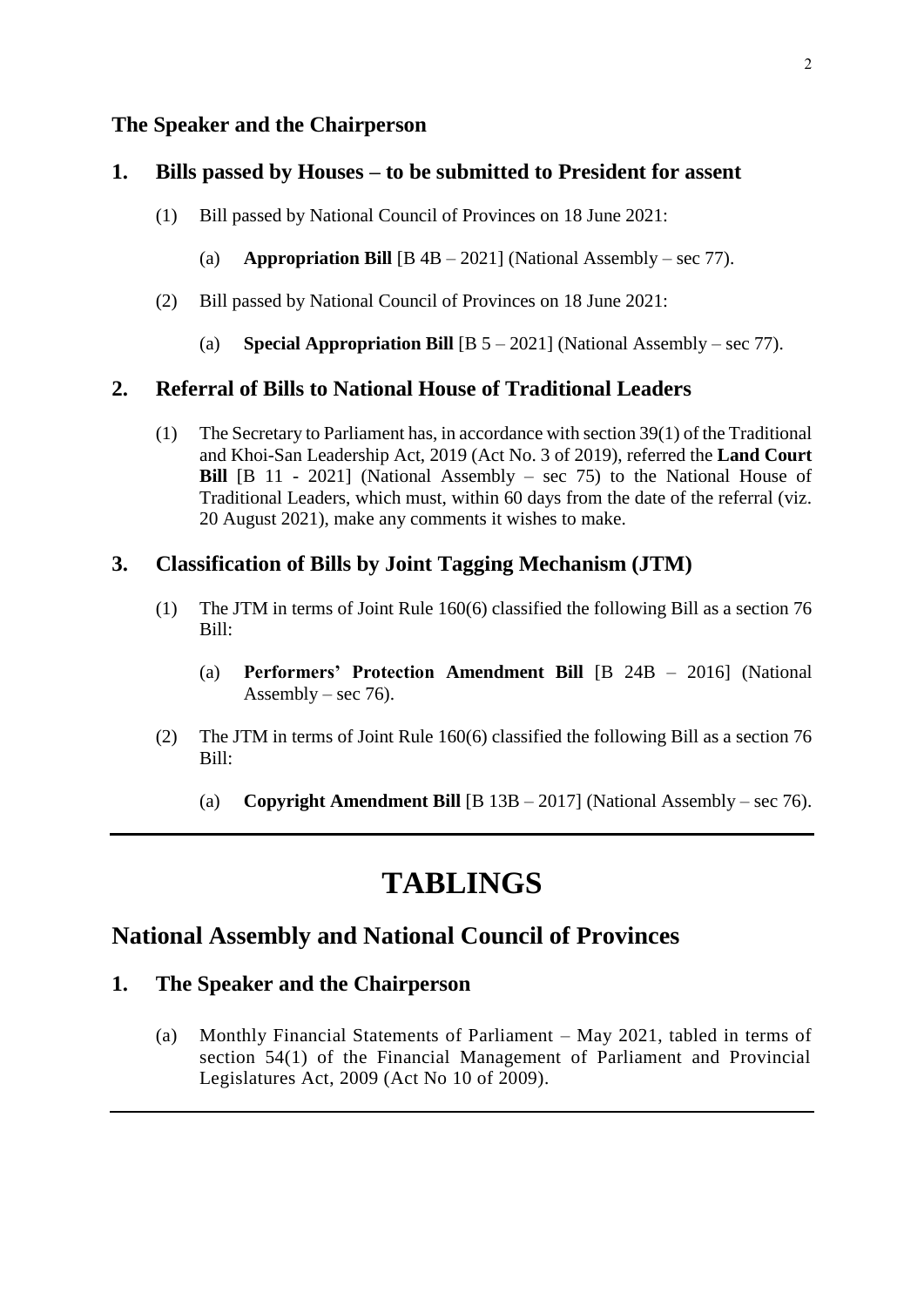### The Speaker and the Chairperson

#### 1. Bills passed by Houses – to be submitted to President for assent

(1) Bill passed by National Council of Provinces on 18 June 2021:

(a) **Appropriation Bill** [B 4B – 2021] (National Assembly – sec 77).

(2) Bill passed by National Council of Provinces on 18 June 2021:

(a) **Special Appropriation Bill** [B 5 – 2021] (National Assembly – sec 77).

#### 2. Referral of Bills to National House of Traditional Leaders

(1) The Secretary to Parliament has, in accordance with section 39(1) of the Traditional and Khoi-San Leadership Act, 2019 (Act No. 3 of 2019), referred the **Land Court Bill** [B 11 - 2021] (National Assembly – sec 75) to the National House of Traditional Leaders, which must, within 60 days from the date of the referral (viz. 20 August 2021), make any comments it wishes to make.

#### 3. Classification of Bills by Joint Tagging Mechanism (JTM)

(1) The JTM in terms of Joint Rule 160(6) classified the following Bill as a section 76 Bill:

(a) **Performers' Protection Amendment Bill** [B 24B – 2016] (National Assembly – sec 76).

(2) The JTM in terms of Joint Rule 160(6) classified the following Bill as a section 76 Bill:

(a) **Copyright Amendment Bill** [B 13B – 2017] (National Assembly – sec 76).

---

# TABLINGS

## National Assembly and National Council of Provinces

#### 1. The Speaker and the Chairperson

(a) Monthly Financial Statements of Parliament – May 2021, tabled in terms of section 54(1) of the Financial Management of Parliament and Provincial Legislatures Act, 2009 (Act No 10 of 2009).

---